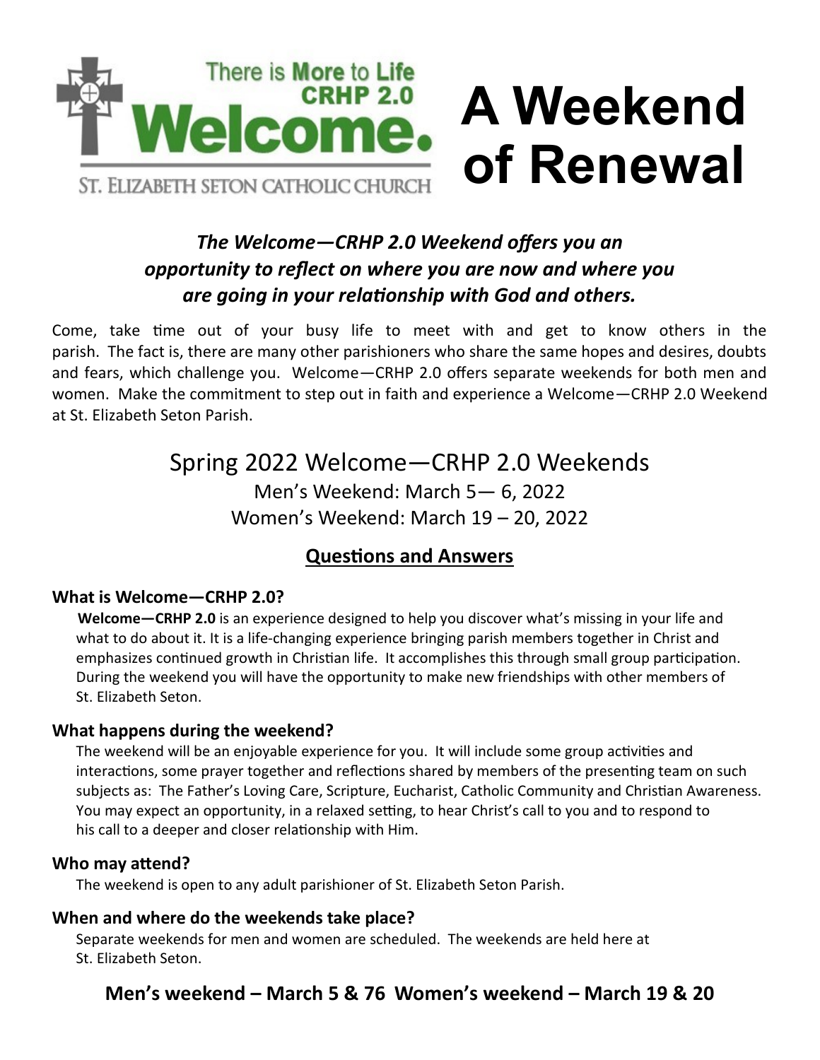There is **More** to Life
CRHP 2.0
**Welcome.**
ST. ELIZABETH SETON CATHOLIC CHURCH

# A Weekend of Renewal

***The Welcome—CRHP 2.0 Weekend offers you an opportunity to reflect on where you are now and where you are going in your relationship with God and others.***

Come, take time out of your busy life to meet with and get to know others in the parish. The fact is, there are many other parishioners who share the same hopes and desires, doubts and fears, which challenge you. Welcome—CRHP 2.0 offers separate weekends for both men and women. Make the commitment to step out in faith and experience a Welcome—CRHP 2.0 Weekend at St. Elizabeth Seton Parish.

## Spring 2022 Welcome—CRHP 2.0 Weekends

Men's Weekend: March 5— 6, 2022
Women's Weekend: March 19 – 20, 2022

## Questions and Answers

### What is Welcome—CRHP 2.0?

**Welcome—CRHP 2.0** is an experience designed to help you discover what's missing in your life and what to do about it. It is a life-changing experience bringing parish members together in Christ and emphasizes continued growth in Christian life. It accomplishes this through small group participation. During the weekend you will have the opportunity to make new friendships with other members of St. Elizabeth Seton.

### What happens during the weekend?

The weekend will be an enjoyable experience for you. It will include some group activities and interactions, some prayer together and reflections shared by members of the presenting team on such subjects as: The Father's Loving Care, Scripture, Eucharist, Catholic Community and Christian Awareness. You may expect an opportunity, in a relaxed setting, to hear Christ's call to you and to respond to his call to a deeper and closer relationship with Him.

### Who may attend?

The weekend is open to any adult parishioner of St. Elizabeth Seton Parish.

### When and where do the weekends take place?

Separate weekends for men and women are scheduled. The weekends are held here at St. Elizabeth Seton.

**Men's weekend – March 5 & 76 Women's weekend – March 19 & 20**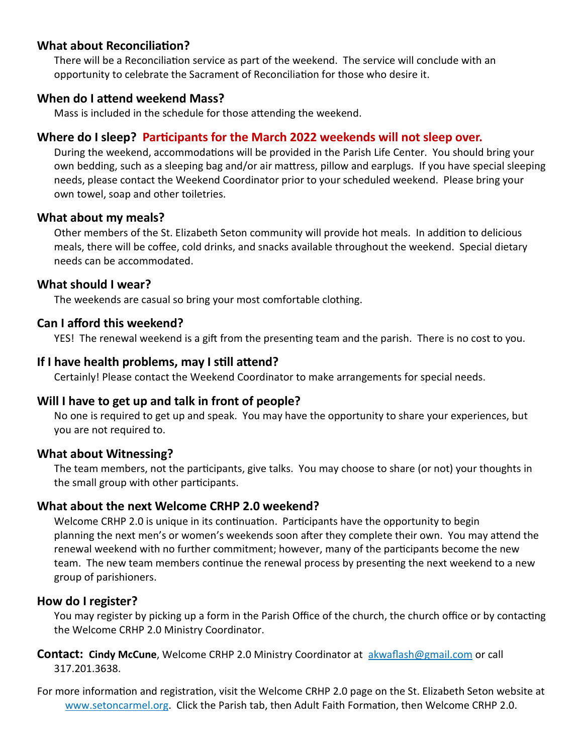### What about Reconciliation?

There will be a Reconciliation service as part of the weekend. The service will conclude with an opportunity to celebrate the Sacrament of Reconciliation for those who desire it.

### When do I attend weekend Mass?

Mass is included in the schedule for those attending the weekend.

### Where do I sleep? **Participants for the March 2022 weekends will not sleep over.**

During the weekend, accommodations will be provided in the Parish Life Center. You should bring your own bedding, such as a sleeping bag and/or air mattress, pillow and earplugs. If you have special sleeping needs, please contact the Weekend Coordinator prior to your scheduled weekend. Please bring your own towel, soap and other toiletries.

### What about my meals?

Other members of the St. Elizabeth Seton community will provide hot meals. In addition to delicious meals, there will be coffee, cold drinks, and snacks available throughout the weekend. Special dietary needs can be accommodated.

### What should I wear?

The weekends are casual so bring your most comfortable clothing.

### Can I afford this weekend?

YES! The renewal weekend is a gift from the presenting team and the parish. There is no cost to you.

### If I have health problems, may I still attend?

Certainly! Please contact the Weekend Coordinator to make arrangements for special needs.

### Will I have to get up and talk in front of people?

No one is required to get up and speak. You may have the opportunity to share your experiences, but you are not required to.

### What about Witnessing?

The team members, not the participants, give talks. You may choose to share (or not) your thoughts in the small group with other participants.

### What about the next Welcome CRHP 2.0 weekend?

Welcome CRHP 2.0 is unique in its continuation. Participants have the opportunity to begin planning the next men's or women's weekends soon after they complete their own. You may attend the renewal weekend with no further commitment; however, many of the participants become the new team. The new team members continue the renewal process by presenting the next weekend to a new group of parishioners.

### How do I register?

You may register by picking up a form in the Parish Office of the church, the church office or by contacting the Welcome CRHP 2.0 Ministry Coordinator.

**Contact:** **Cindy McCune**, Welcome CRHP 2.0 Ministry Coordinator at akwaflash@gmail.com or call 317.201.3638.

For more information and registration, visit the Welcome CRHP 2.0 page on the St. Elizabeth Seton website at www.setoncarmel.org. Click the Parish tab, then Adult Faith Formation, then Welcome CRHP 2.0.